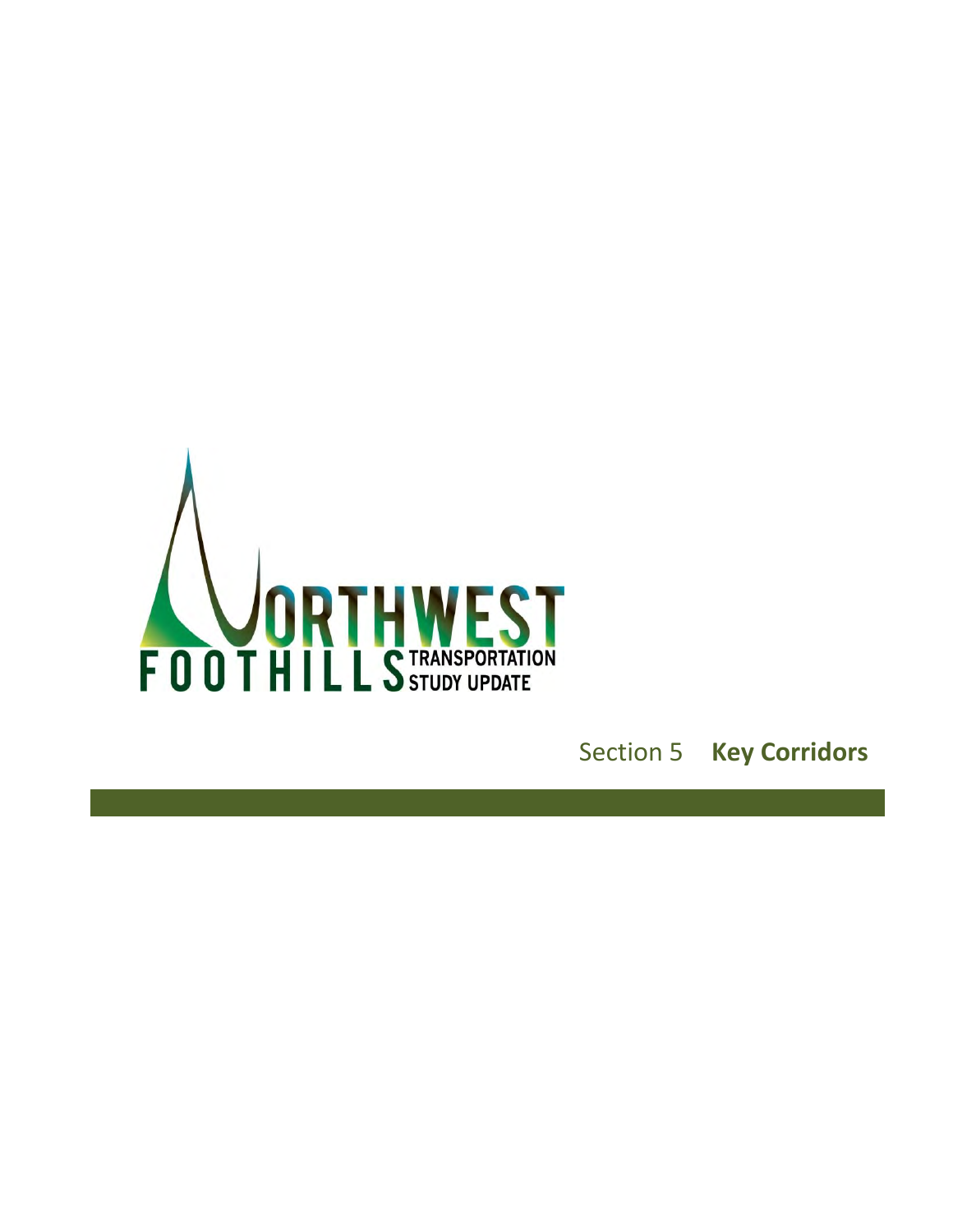NORTHWEST FOOTHILLS TRANSPORTATION STUDY UPDATE

# Section 5 **Key Corridors**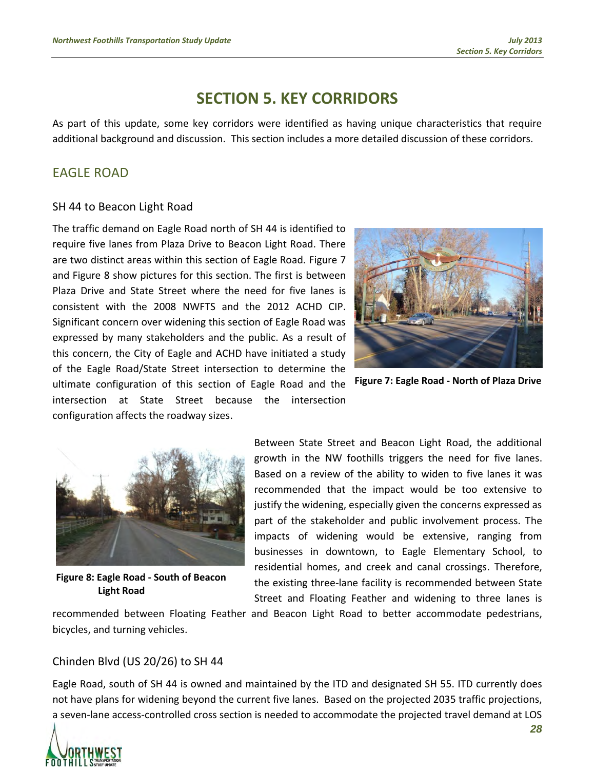# SECTION 5. KEY CORRIDORS

As part of this update, some key corridors were identified as having unique characteristics that require additional background and discussion. This section includes a more detailed discussion of these corridors.

## EAGLE ROAD

### SH 44 to Beacon Light Road

The traffic demand on Eagle Road north of SH 44 is identified to require five lanes from Plaza Drive to Beacon Light Road. There are two distinct areas within this section of Eagle Road. Figure 7 and Figure 8 show pictures for this section. The first is between Plaza Drive and State Street where the need for five lanes is consistent with the 2008 NWFTS and the 2012 ACHD CIP. Significant concern over widening this section of Eagle Road was expressed by many stakeholders and the public. As a result of this concern, the City of Eagle and ACHD have initiated a study of the Eagle Road/State Street intersection to determine the ultimate configuration of this section of Eagle Road and the intersection at State Street because the intersection configuration affects the roadway sizes.

**Figure 7: Eagle Road - North of Plaza Drive**

**Figure 8: Eagle Road - South of Beacon Light Road**

Between State Street and Beacon Light Road, the additional growth in the NW foothills triggers the need for five lanes. Based on a review of the ability to widen to five lanes it was recommended that the impact would be too extensive to justify the widening, especially given the concerns expressed as part of the stakeholder and public involvement process. The impacts of widening would be extensive, ranging from businesses in downtown, to Eagle Elementary School, to residential homes, and creek and canal crossings. Therefore, the existing three-lane facility is recommended between State Street and Floating Feather and widening to three lanes is recommended between Floating Feather and Beacon Light Road to better accommodate pedestrians, bicycles, and turning vehicles.

### Chinden Blvd (US 20/26) to SH 44

Eagle Road, south of SH 44 is owned and maintained by the ITD and designated SH 55. ITD currently does not have plans for widening beyond the current five lanes. Based on the projected 2035 traffic projections, a seven-lane access-controlled cross section is needed to accommodate the projected travel demand at LOS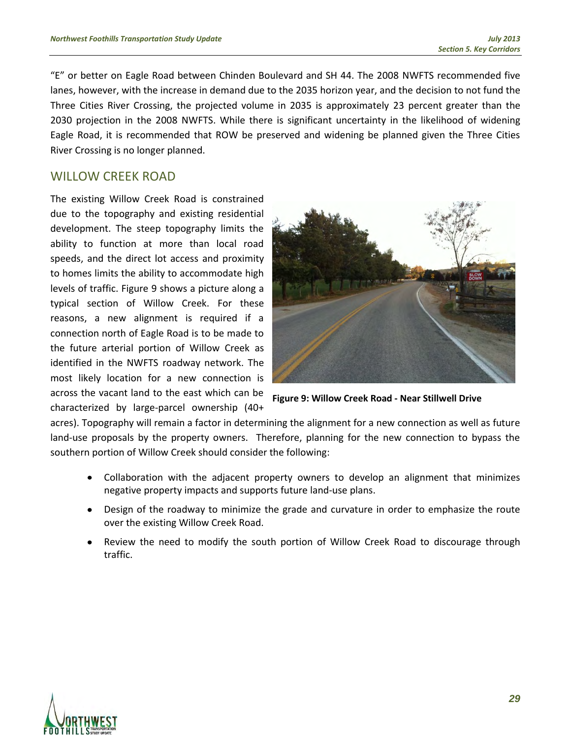"E" or better on Eagle Road between Chinden Boulevard and SH 44. The 2008 NWFTS recommended five lanes, however, with the increase in demand due to the 2035 horizon year, and the decision to not fund the Three Cities River Crossing, the projected volume in 2035 is approximately 23 percent greater than the 2030 projection in the 2008 NWFTS. While there is significant uncertainty in the likelihood of widening Eagle Road, it is recommended that ROW be preserved and widening be planned given the Three Cities River Crossing is no longer planned.

## WILLOW CREEK ROAD

The existing Willow Creek Road is constrained due to the topography and existing residential development. The steep topography limits the ability to function at more than local road speeds, and the direct lot access and proximity to homes limits the ability to accommodate high levels of traffic. Figure 9 shows a picture along a typical section of Willow Creek. For these reasons, a new alignment is required if a connection north of Eagle Road is to be made to the future arterial portion of Willow Creek as identified in the NWFTS roadway network. The most likely location for a new connection is across the vacant land to the east which can be characterized by large-parcel ownership (40+ acres). Topography will remain a factor in determining the alignment for a new connection as well as future land-use proposals by the property owners. Therefore, planning for the new connection to bypass the southern portion of Willow Creek should consider the following:

**Figure 9: Willow Creek Road - Near Stillwell Drive**

- Collaboration with the adjacent property owners to develop an alignment that minimizes negative property impacts and supports future land-use plans.
- Design of the roadway to minimize the grade and curvature in order to emphasize the route over the existing Willow Creek Road.
- Review the need to modify the south portion of Willow Creek Road to discourage through traffic.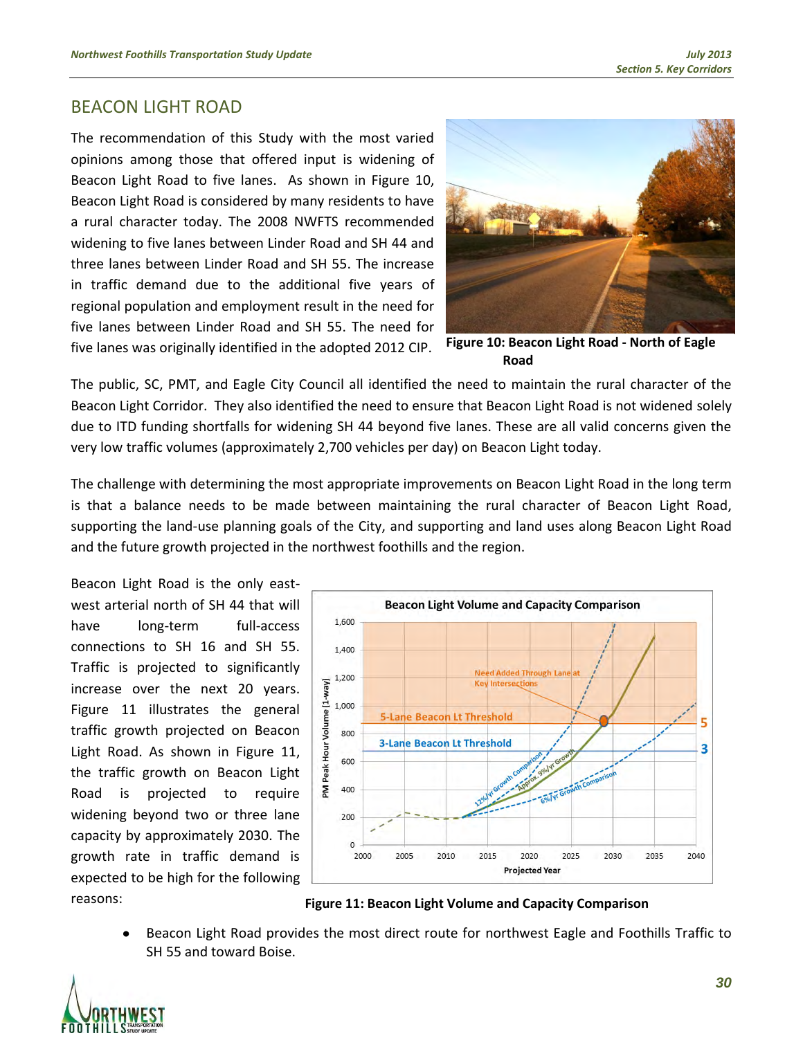## BEACON LIGHT ROAD

The recommendation of this Study with the most varied opinions among those that offered input is widening of Beacon Light Road to five lanes. As shown in Figure 10, Beacon Light Road is considered by many residents to have a rural character today. The 2008 NWFTS recommended widening to five lanes between Linder Road and SH 44 and three lanes between Linder Road and SH 55. The increase in traffic demand due to the additional five years of regional population and employment result in the need for five lanes between Linder Road and SH 55. The need for five lanes was originally identified in the adopted 2012 CIP.

**Figure 10: Beacon Light Road - North of Eagle Road**

The public, SC, PMT, and Eagle City Council all identified the need to maintain the rural character of the Beacon Light Corridor. They also identified the need to ensure that Beacon Light Road is not widened solely due to ITD funding shortfalls for widening SH 44 beyond five lanes. These are all valid concerns given the very low traffic volumes (approximately 2,700 vehicles per day) on Beacon Light today.

The challenge with determining the most appropriate improvements on Beacon Light Road in the long term is that a balance needs to be made between maintaining the rural character of Beacon Light Road, supporting the land-use planning goals of the City, and supporting and land uses along Beacon Light Road and the future growth projected in the northwest foothills and the region.

Beacon Light Road is the only east-west arterial north of SH 44 that will have long-term full-access connections to SH 16 and SH 55. Traffic is projected to significantly increase over the next 20 years. Figure 11 illustrates the general traffic growth projected on Beacon Light Road. As shown in Figure 11, the traffic growth on Beacon Light Road is projected to require widening beyond two or three lane capacity by approximately 2030. The growth rate in traffic demand is expected to be high for the following reasons:

**Figure 11: Beacon Light Volume and Capacity Comparison**

- Beacon Light Road provides the most direct route for northwest Eagle and Foothills Traffic to SH 55 and toward Boise.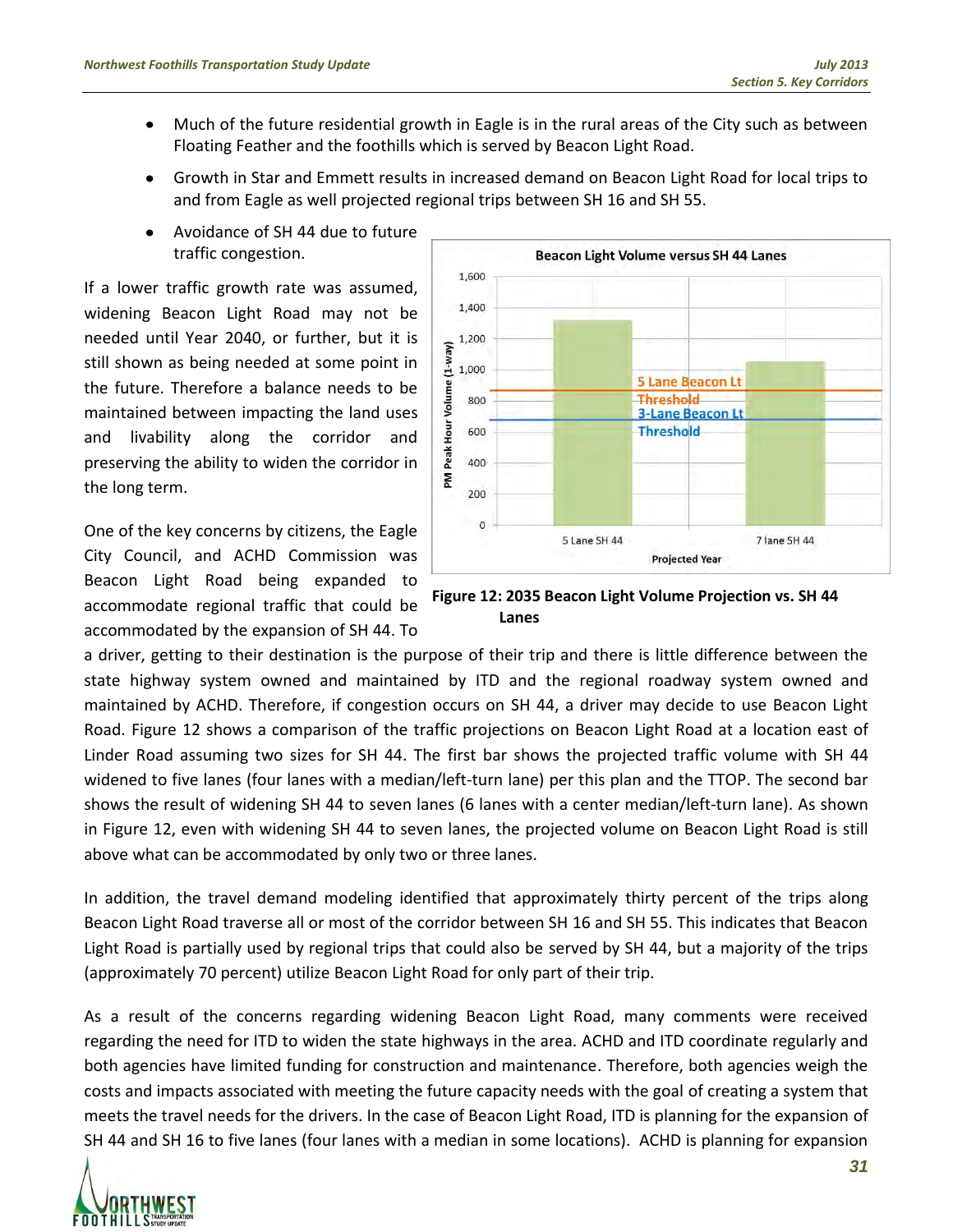- Much of the future residential growth in Eagle is in the rural areas of the City such as between Floating Feather and the foothills which is served by Beacon Light Road.
- Growth in Star and Emmett results in increased demand on Beacon Light Road for local trips to and from Eagle as well projected regional trips between SH 16 and SH 55.
- Avoidance of SH 44 due to future traffic congestion.

If a lower traffic growth rate was assumed, widening Beacon Light Road may not be needed until Year 2040, or further, but it is still shown as being needed at some point in the future. Therefore a balance needs to be maintained between impacting the land uses and livability along the corridor and preserving the ability to widen the corridor in the long term.

**Figure 12: 2035 Beacon Light Volume Projection vs. SH 44 Lanes**

One of the key concerns by citizens, the Eagle City Council, and ACHD Commission was Beacon Light Road being expanded to accommodate regional traffic that could be accommodated by the expansion of SH 44. To a driver, getting to their destination is the purpose of their trip and there is little difference between the state highway system owned and maintained by ITD and the regional roadway system owned and maintained by ACHD. Therefore, if congestion occurs on SH 44, a driver may decide to use Beacon Light Road. Figure 12 shows a comparison of the traffic projections on Beacon Light Road at a location east of Linder Road assuming two sizes for SH 44. The first bar shows the projected traffic volume with SH 44 widened to five lanes (four lanes with a median/left-turn lane) per this plan and the TTOP. The second bar shows the result of widening SH 44 to seven lanes (6 lanes with a center median/left-turn lane). As shown in Figure 12, even with widening SH 44 to seven lanes, the projected volume on Beacon Light Road is still above what can be accommodated by only two or three lanes.

In addition, the travel demand modeling identified that approximately thirty percent of the trips along Beacon Light Road traverse all or most of the corridor between SH 16 and SH 55. This indicates that Beacon Light Road is partially used by regional trips that could also be served by SH 44, but a majority of the trips (approximately 70 percent) utilize Beacon Light Road for only part of their trip.

As a result of the concerns regarding widening Beacon Light Road, many comments were received regarding the need for ITD to widen the state highways in the area. ACHD and ITD coordinate regularly and both agencies have limited funding for construction and maintenance. Therefore, both agencies weigh the costs and impacts associated with meeting the future capacity needs with the goal of creating a system that meets the travel needs for the drivers. In the case of Beacon Light Road, ITD is planning for the expansion of SH 44 and SH 16 to five lanes (four lanes with a median in some locations). ACHD is planning for expansion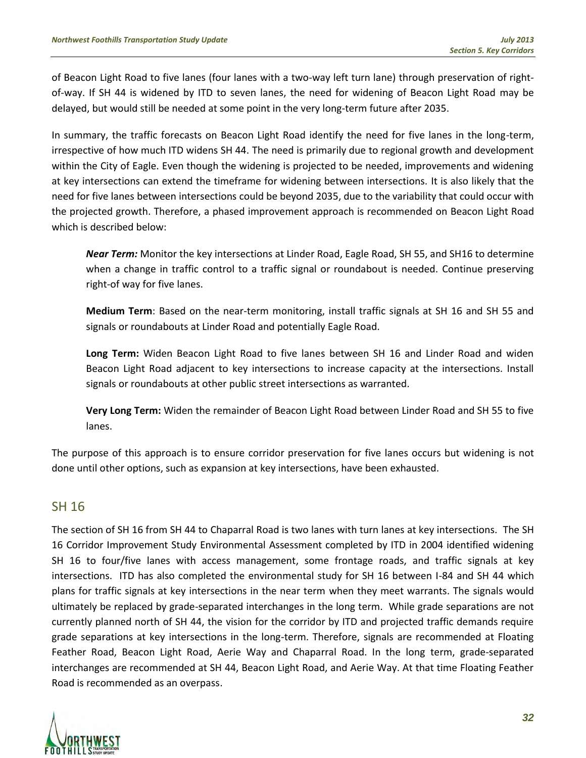of Beacon Light Road to five lanes (four lanes with a two-way left turn lane) through preservation of right-of-way. If SH 44 is widened by ITD to seven lanes, the need for widening of Beacon Light Road may be delayed, but would still be needed at some point in the very long-term future after 2035.

In summary, the traffic forecasts on Beacon Light Road identify the need for five lanes in the long-term, irrespective of how much ITD widens SH 44. The need is primarily due to regional growth and development within the City of Eagle. Even though the widening is projected to be needed, improvements and widening at key intersections can extend the timeframe for widening between intersections. It is also likely that the need for five lanes between intersections could be beyond 2035, due to the variability that could occur with the projected growth. Therefore, a phased improvement approach is recommended on Beacon Light Road which is described below:

> ***Near Term:*** Monitor the key intersections at Linder Road, Eagle Road, SH 55, and SH16 to determine when a change in traffic control to a traffic signal or roundabout is needed. Continue preserving right-of way for five lanes.
>
> **Medium Term**: Based on the near-term monitoring, install traffic signals at SH 16 and SH 55 and signals or roundabouts at Linder Road and potentially Eagle Road.
>
> **Long Term:** Widen Beacon Light Road to five lanes between SH 16 and Linder Road and widen Beacon Light Road adjacent to key intersections to increase capacity at the intersections. Install signals or roundabouts at other public street intersections as warranted.
>
> **Very Long Term:** Widen the remainder of Beacon Light Road between Linder Road and SH 55 to five lanes.

The purpose of this approach is to ensure corridor preservation for five lanes occurs but widening is not done until other options, such as expansion at key intersections, have been exhausted.

## SH 16

The section of SH 16 from SH 44 to Chaparral Road is two lanes with turn lanes at key intersections. The SH 16 Corridor Improvement Study Environmental Assessment completed by ITD in 2004 identified widening SH 16 to four/five lanes with access management, some frontage roads, and traffic signals at key intersections. ITD has also completed the environmental study for SH 16 between I-84 and SH 44 which plans for traffic signals at key intersections in the near term when they meet warrants. The signals would ultimately be replaced by grade-separated interchanges in the long term. While grade separations are not currently planned north of SH 44, the vision for the corridor by ITD and projected traffic demands require grade separations at key intersections in the long-term. Therefore, signals are recommended at Floating Feather Road, Beacon Light Road, Aerie Way and Chaparral Road. In the long term, grade-separated interchanges are recommended at SH 44, Beacon Light Road, and Aerie Way. At that time Floating Feather Road is recommended as an overpass.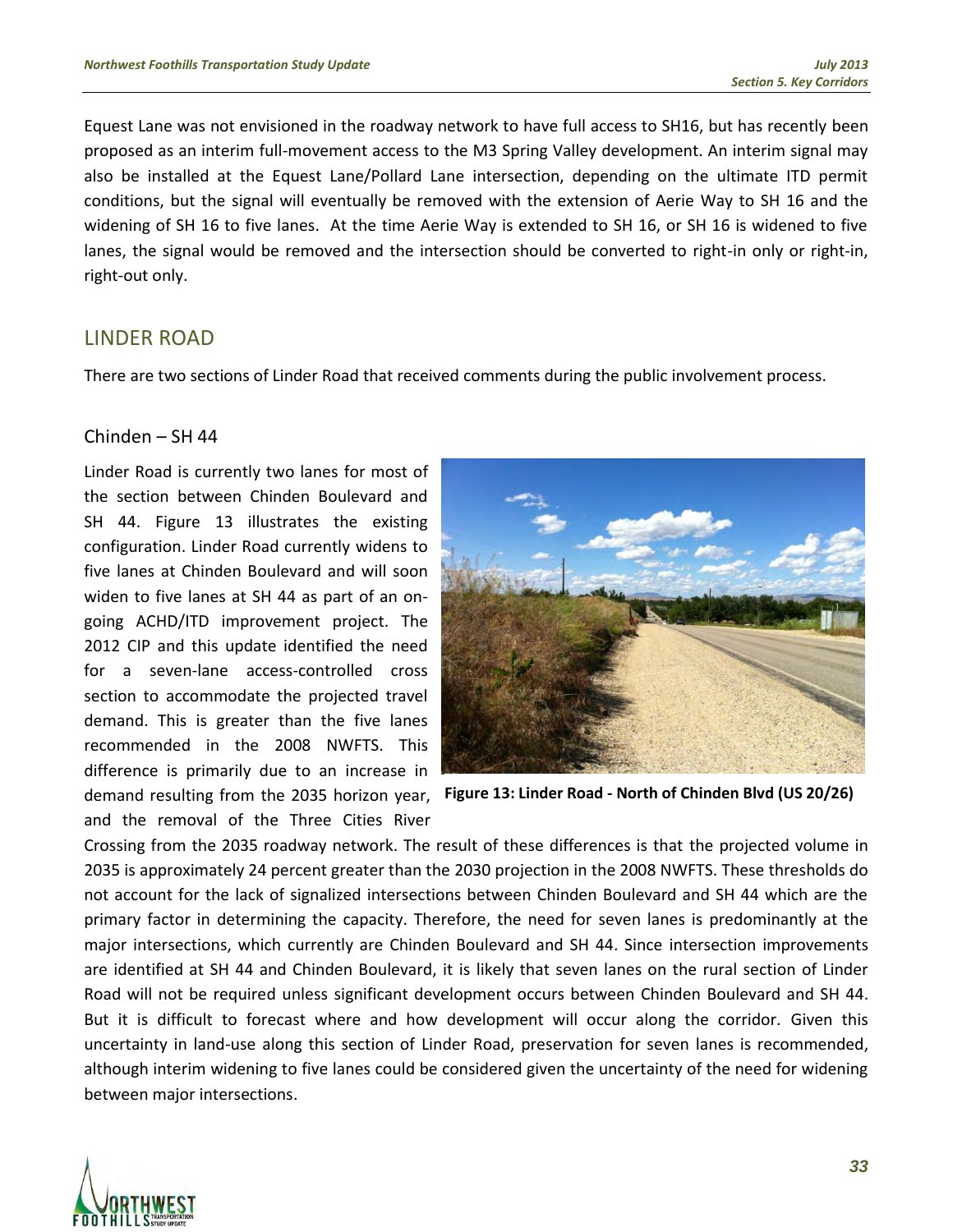Equest Lane was not envisioned in the roadway network to have full access to SH16, but has recently been proposed as an interim full-movement access to the M3 Spring Valley development. An interim signal may also be installed at the Equest Lane/Pollard Lane intersection, depending on the ultimate ITD permit conditions, but the signal will eventually be removed with the extension of Aerie Way to SH 16 and the widening of SH 16 to five lanes. At the time Aerie Way is extended to SH 16, or SH 16 is widened to five lanes, the signal would be removed and the intersection should be converted to right-in only or right-in, right-out only.

## LINDER ROAD

There are two sections of Linder Road that received comments during the public involvement process.

### Chinden – SH 44

Linder Road is currently two lanes for most of the section between Chinden Boulevard and SH 44. Figure 13 illustrates the existing configuration. Linder Road currently widens to five lanes at Chinden Boulevard and will soon widen to five lanes at SH 44 as part of an on-going ACHD/ITD improvement project. The 2012 CIP and this update identified the need for a seven-lane access-controlled cross section to accommodate the projected travel demand. This is greater than the five lanes recommended in the 2008 NWFTS. This difference is primarily due to an increase in demand resulting from the 2035 horizon year, and the removal of the Three Cities River Crossing from the 2035 roadway network. The result of these differences is that the projected volume in 2035 is approximately 24 percent greater than the 2030 projection in the 2008 NWFTS. These thresholds do not account for the lack of signalized intersections between Chinden Boulevard and SH 44 which are the primary factor in determining the capacity. Therefore, the need for seven lanes is predominantly at the major intersections, which currently are Chinden Boulevard and SH 44. Since intersection improvements are identified at SH 44 and Chinden Boulevard, it is likely that seven lanes on the rural section of Linder Road will not be required unless significant development occurs between Chinden Boulevard and SH 44. But it is difficult to forecast where and how development will occur along the corridor. Given this uncertainty in land-use along this section of Linder Road, preservation for seven lanes is recommended, although interim widening to five lanes could be considered given the uncertainty of the need for widening between major intersections.

**Figure 13: Linder Road - North of Chinden Blvd (US 20/26)**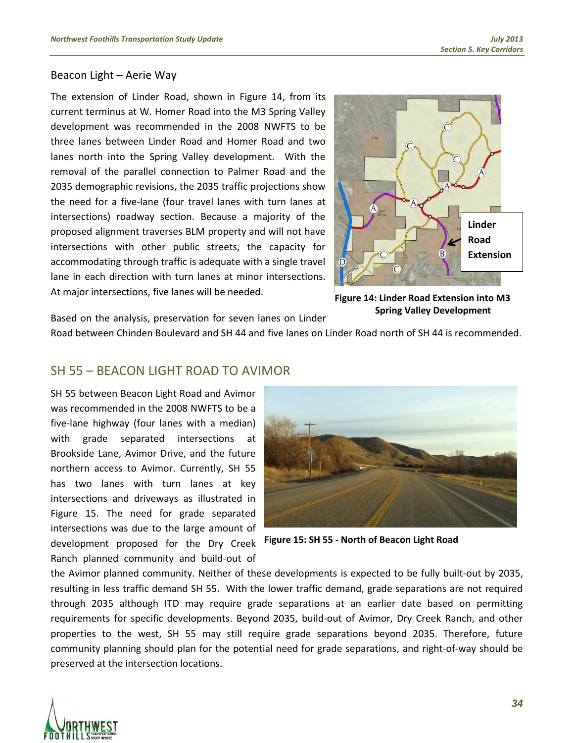## Beacon Light – Aerie Way

The extension of Linder Road, shown in Figure 14, from its current terminus at W. Homer Road into the M3 Spring Valley development was recommended in the 2008 NWFTS to be three lanes between Linder Road and Homer Road and two lanes north into the Spring Valley development. With the removal of the parallel connection to Palmer Road and the 2035 demographic revisions, the 2035 traffic projections show the need for a five-lane (four travel lanes with turn lanes at intersections) roadway section. Because a majority of the proposed alignment traverses BLM property and will not have intersections with other public streets, the capacity for accommodating through traffic is adequate with a single travel lane in each direction with turn lanes at minor intersections. At major intersections, five lanes will be needed.

Linder Road Extension

**Figure 14: Linder Road Extension into M3 Spring Valley Development**

Based on the analysis, preservation for seven lanes on Linder Road between Chinden Boulevard and SH 44 and five lanes on Linder Road north of SH 44 is recommended.

## SH 55 – BEACON LIGHT ROAD TO AVIMOR

SH 55 between Beacon Light Road and Avimor was recommended in the 2008 NWFTS to be a five-lane highway (four lanes with a median) with grade separated intersections at Brookside Lane, Avimor Drive, and the future northern access to Avimor. Currently, SH 55 has two lanes with turn lanes at key intersections and driveways as illustrated in Figure 15. The need for grade separated intersections was due to the large amount of development proposed for the Dry Creek Ranch planned community and build-out of the Avimor planned community. Neither of these developments is expected to be fully built-out by 2035, resulting in less traffic demand SH 55. With the lower traffic demand, grade separations are not required through 2035 although ITD may require grade separations at an earlier date based on permitting requirements for specific developments. Beyond 2035, build-out of Avimor, Dry Creek Ranch, and other properties to the west, SH 55 may still require grade separations beyond 2035. Therefore, future community planning should plan for the potential need for grade separations, and right-of-way should be preserved at the intersection locations.

**Figure 15: SH 55 - North of Beacon Light Road**